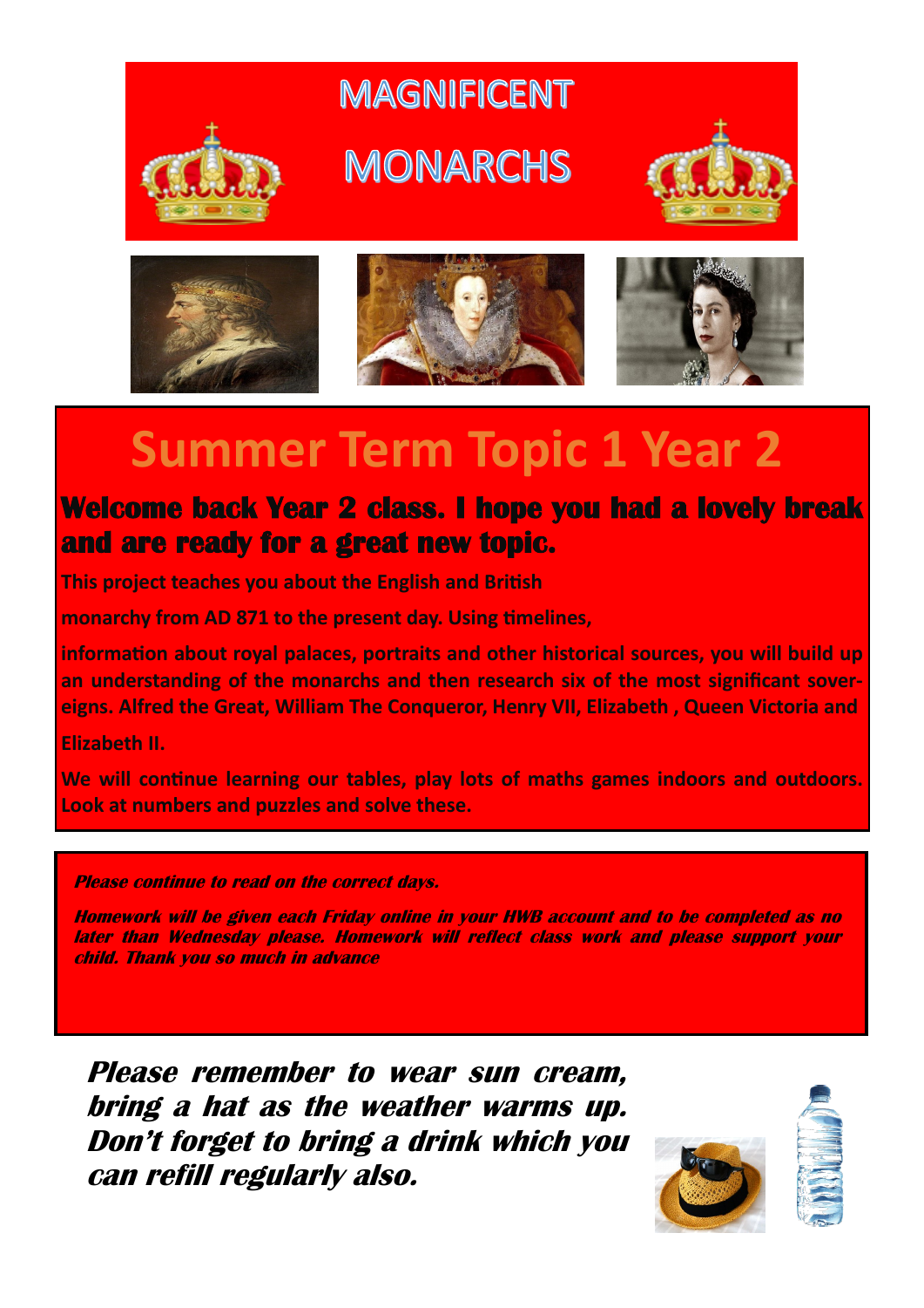# MAGNIFICENT MONARCHS

## Summer Term Topic 1 Year 2

**Welcome back Year 2 class. I hope you had a lovely break and are ready for a great new topic.**

**This project teaches you about the English and British monarchy from AD 871 to the present day. Using timelines, information about royal palaces, portraits and other historical sources, you will build up an understanding of the monarchs and then research six of the most significant sovereigns. Alfred the Great, William The Conqueror, Henry VII, Elizabeth , Queen Victoria and Elizabeth II.**

**We will continue learning our tables, play lots of maths games indoors and outdoors. Look at numbers and puzzles and solve these.**

***Please continue to read on the correct days.***

***Homework will be given each Friday online in your HWB account and to be completed as no later than Wednesday please. Homework will reflect class work and please support your child. Thank you so much in advance***

***Please remember to wear sun cream, bring a hat as the weather warms up. Don't forget to bring a drink which you can refill regularly also.***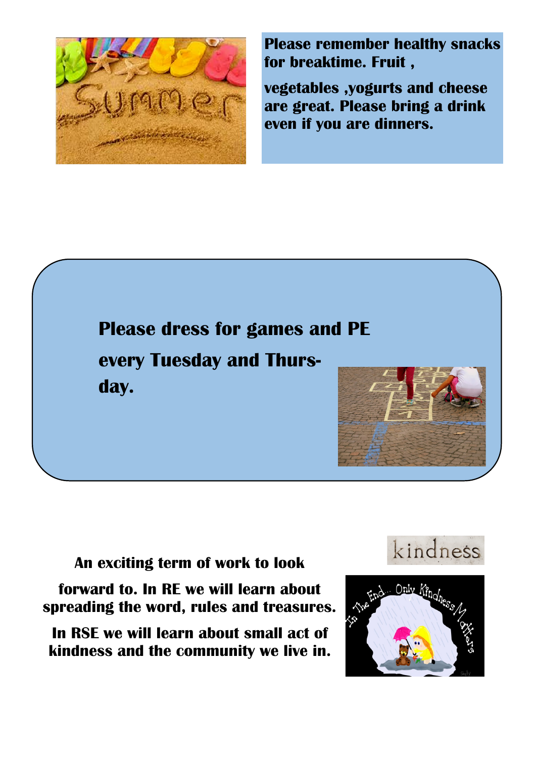**Please remember healthy snacks for breaktime. Fruit ,**

**vegetables ,yogurts and cheese are great. Please bring a drink even if you are dinners.**

**Please dress for games and PE**

**every Tuesday and Thursday.**

**An exciting term of work to look**

**forward to. In RE we will learn about spreading the word, rules and treasures.**

**In RSE we will learn about small act of kindness and the community we live in.**